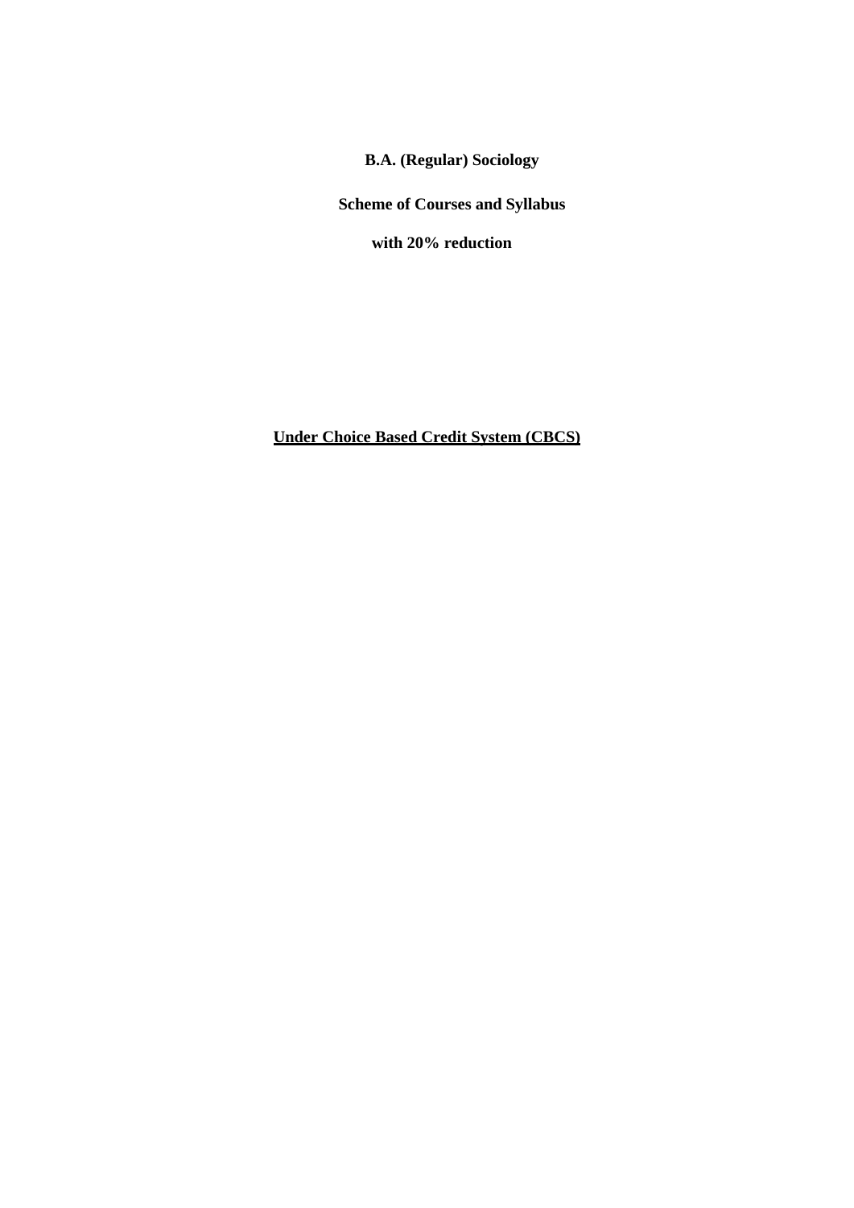# B.A. (Regular) Sociology

## Scheme of Courses and Syllabus

## with 20% reduction

**Under Choice Based Credit System (CBCS)**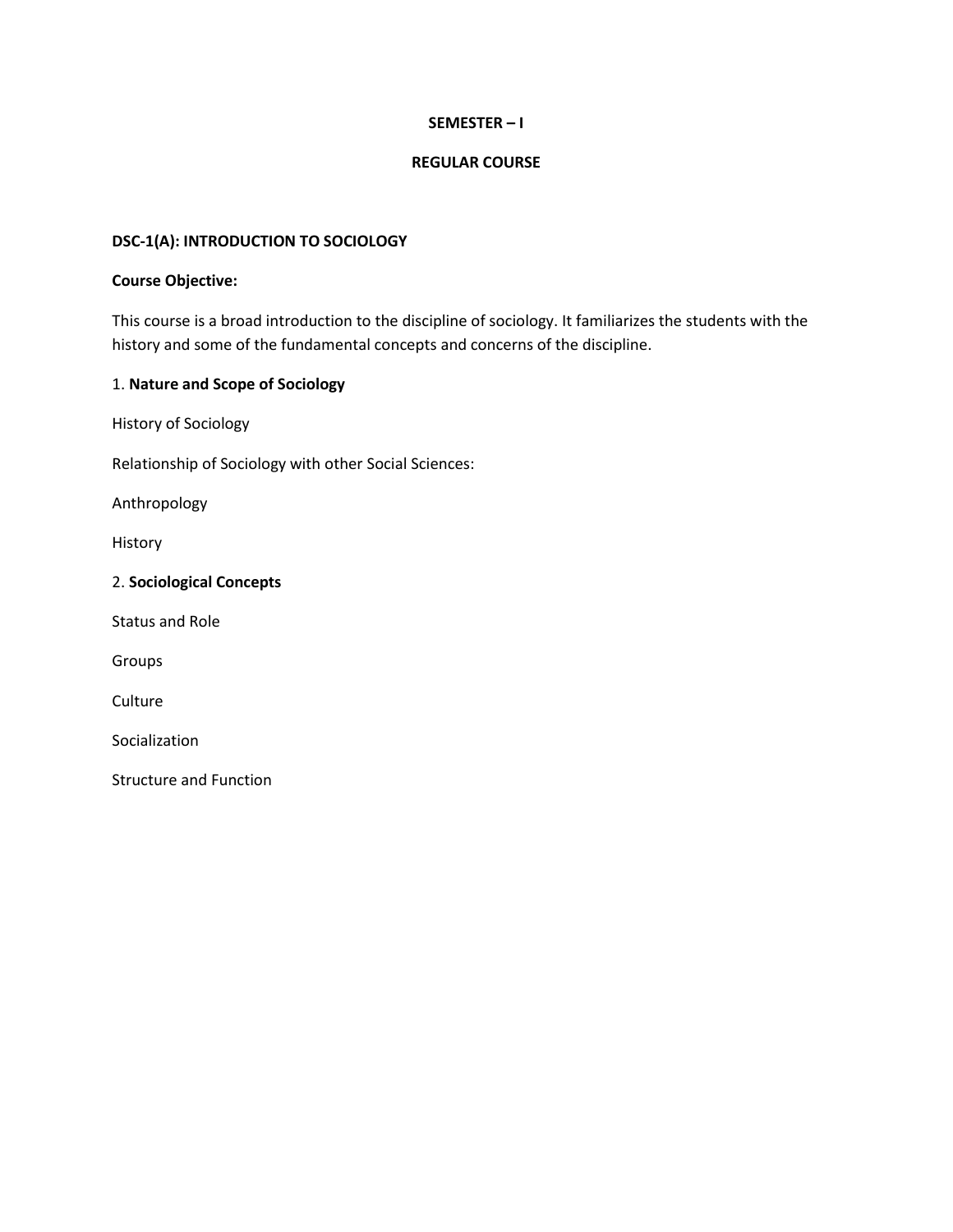**SEMESTER – I**

**REGULAR COURSE**

**DSC-1(A): INTRODUCTION TO SOCIOLOGY**

**Course Objective:**

This course is a broad introduction to the discipline of sociology. It familiarizes the students with the history and some of the fundamental concepts and concerns of the discipline.

1. **Nature and Scope of Sociology**

History of Sociology

Relationship of Sociology with other Social Sciences:

Anthropology

History

2. **Sociological Concepts**

Status and Role

Groups

Culture

Socialization

Structure and Function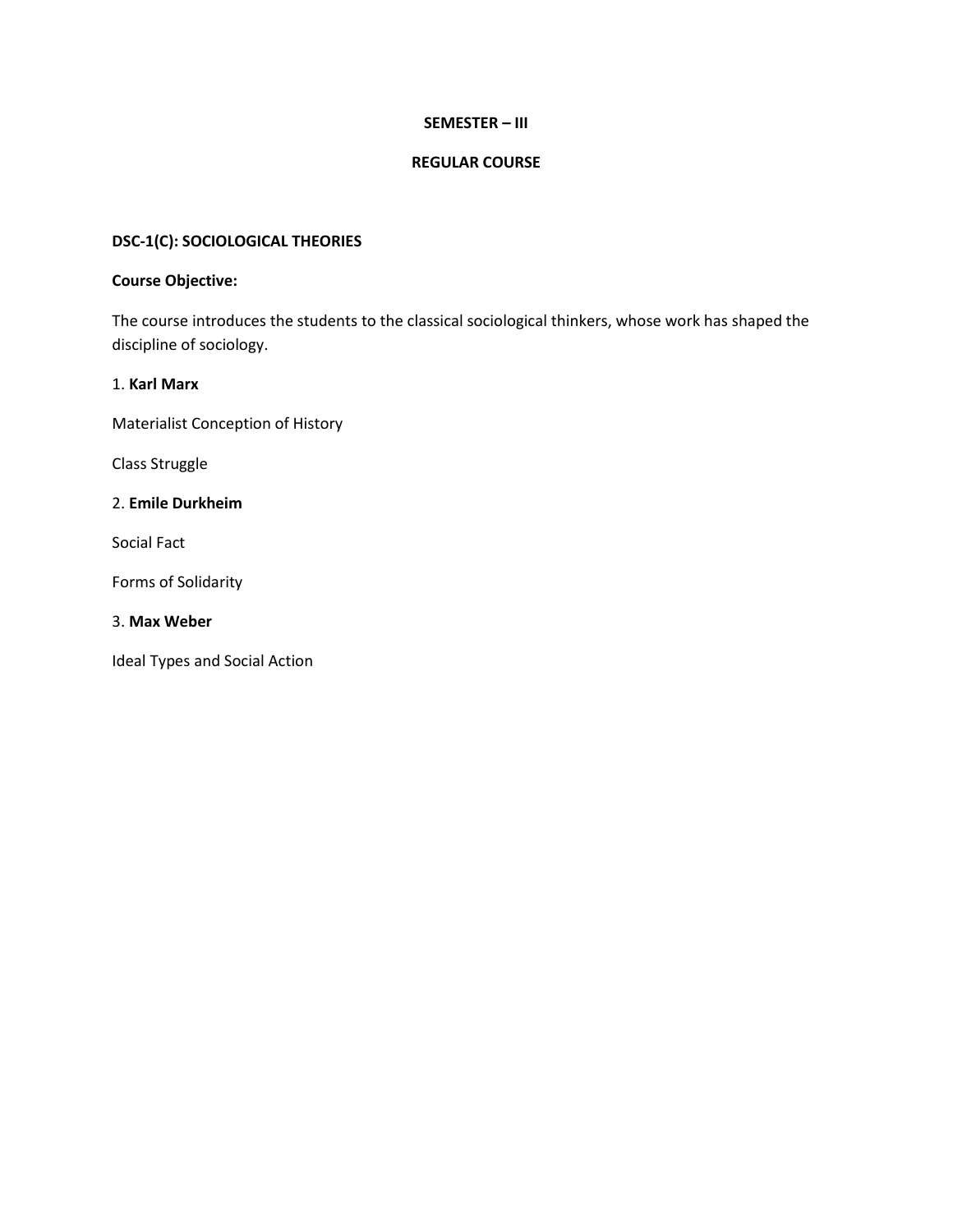**SEMESTER – III**

**REGULAR COURSE**

**DSC-1(C): SOCIOLOGICAL THEORIES**

**Course Objective:**

The course introduces the students to the classical sociological thinkers, whose work has shaped the discipline of sociology.

1. **Karl Marx**

Materialist Conception of History

Class Struggle

2. **Emile Durkheim**

Social Fact

Forms of Solidarity

3. **Max Weber**

Ideal Types and Social Action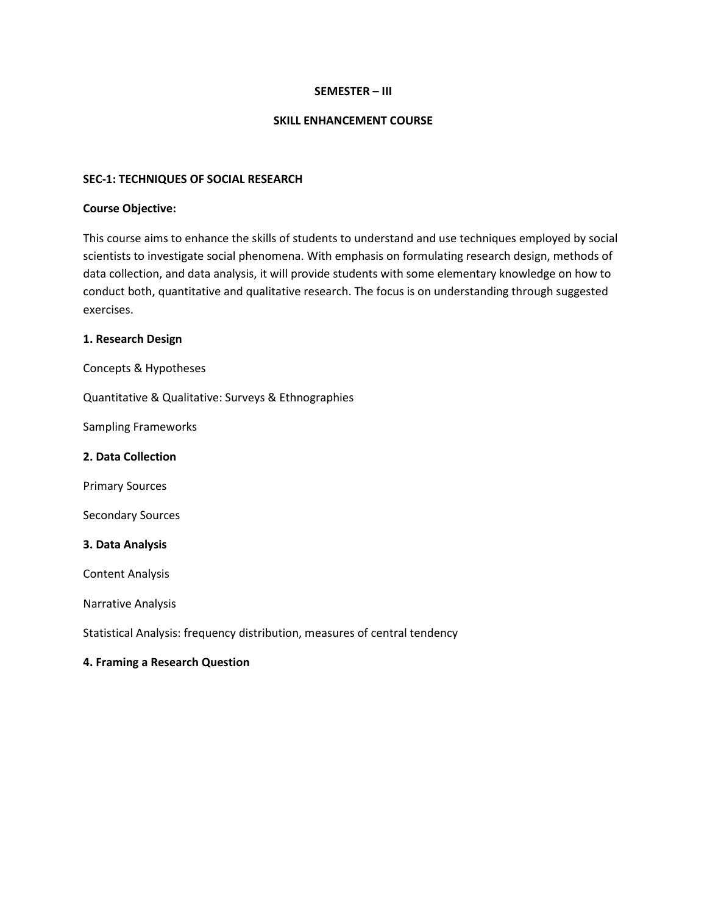**SEMESTER – III**

**SKILL ENHANCEMENT COURSE**

**SEC-1: TECHNIQUES OF SOCIAL RESEARCH**

**Course Objective:**

This course aims to enhance the skills of students to understand and use techniques employed by social scientists to investigate social phenomena. With emphasis on formulating research design, methods of data collection, and data analysis, it will provide students with some elementary knowledge on how to conduct both, quantitative and qualitative research. The focus is on understanding through suggested exercises.

**1. Research Design**

Concepts & Hypotheses

Quantitative & Qualitative: Surveys & Ethnographies

Sampling Frameworks

**2. Data Collection**

Primary Sources

Secondary Sources

**3. Data Analysis**

Content Analysis

Narrative Analysis

Statistical Analysis: frequency distribution, measures of central tendency

**4. Framing a Research Question**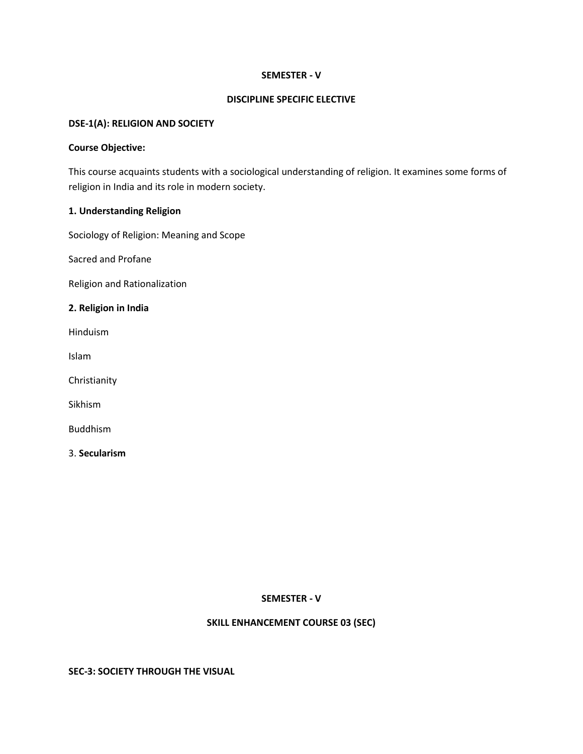**SEMESTER - V**

**DISCIPLINE SPECIFIC ELECTIVE**

**DSE-1(A): RELIGION AND SOCIETY**

**Course Objective:**

This course acquaints students with a sociological understanding of religion. It examines some forms of religion in India and its role in modern society.

**1. Understanding Religion**

Sociology of Religion: Meaning and Scope

Sacred and Profane

Religion and Rationalization

**2. Religion in India**

Hinduism

Islam

Christianity

Sikhism

Buddhism

3. **Secularism**

**SEMESTER - V**

**SKILL ENHANCEMENT COURSE 03 (SEC)**

**SEC-3: SOCIETY THROUGH THE VISUAL**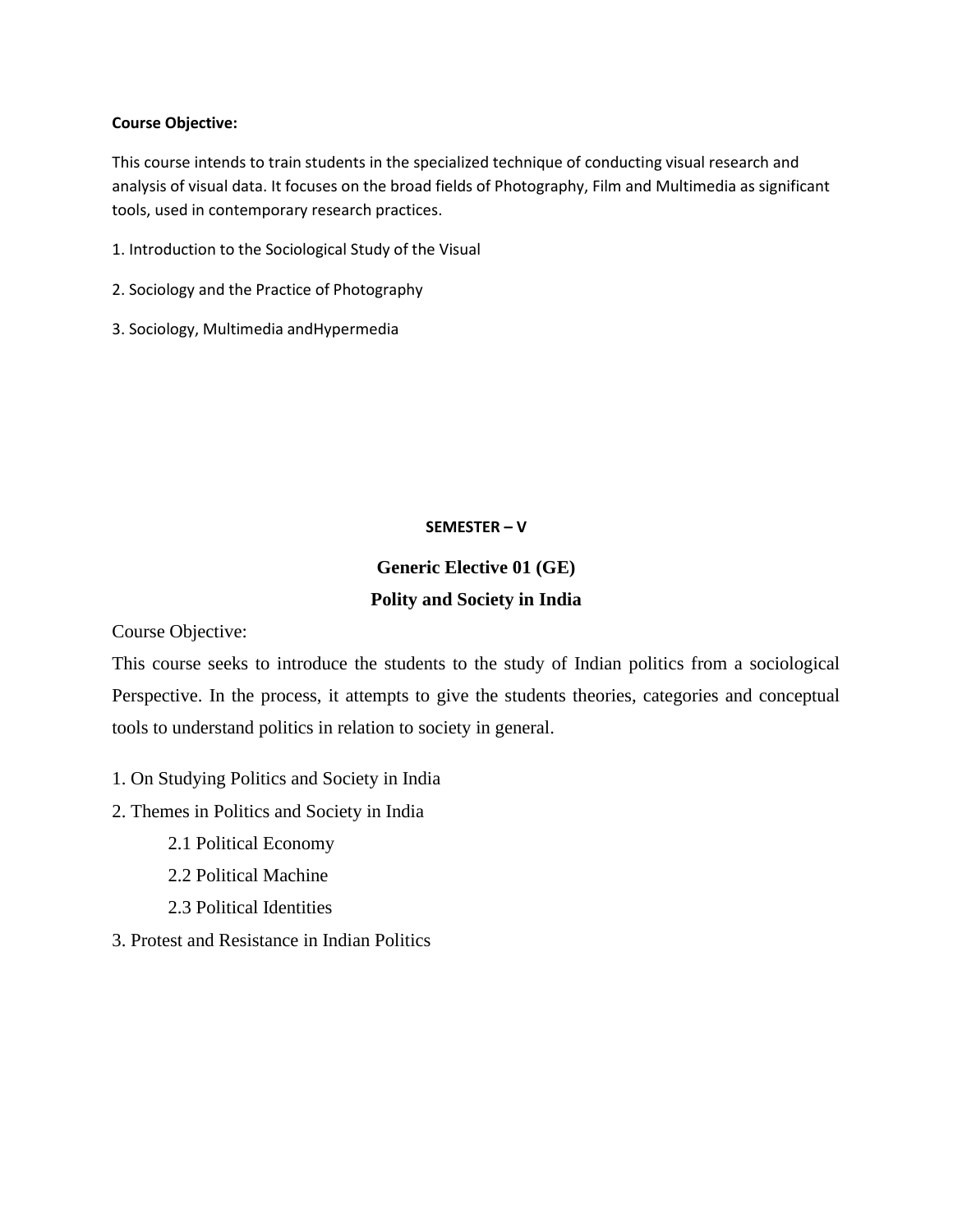**Course Objective:**

This course intends to train students in the specialized technique of conducting visual research and analysis of visual data. It focuses on the broad fields of Photography, Film and Multimedia as significant tools, used in contemporary research practices.

1. Introduction to the Sociological Study of the Visual

2. Sociology and the Practice of Photography

3. Sociology, Multimedia andHypermedia

**SEMESTER – V**

## Generic Elective 01 (GE)

## Polity and Society in India

Course Objective:

This course seeks to introduce the students to the study of Indian politics from a sociological Perspective. In the process, it attempts to give the students theories, categories and conceptual tools to understand politics in relation to society in general.

1. On Studying Politics and Society in India
2. Themes in Politics and Society in India
    - 2.1 Political Economy
    - 2.2 Political Machine
    - 2.3 Political Identities
3. Protest and Resistance in Indian Politics